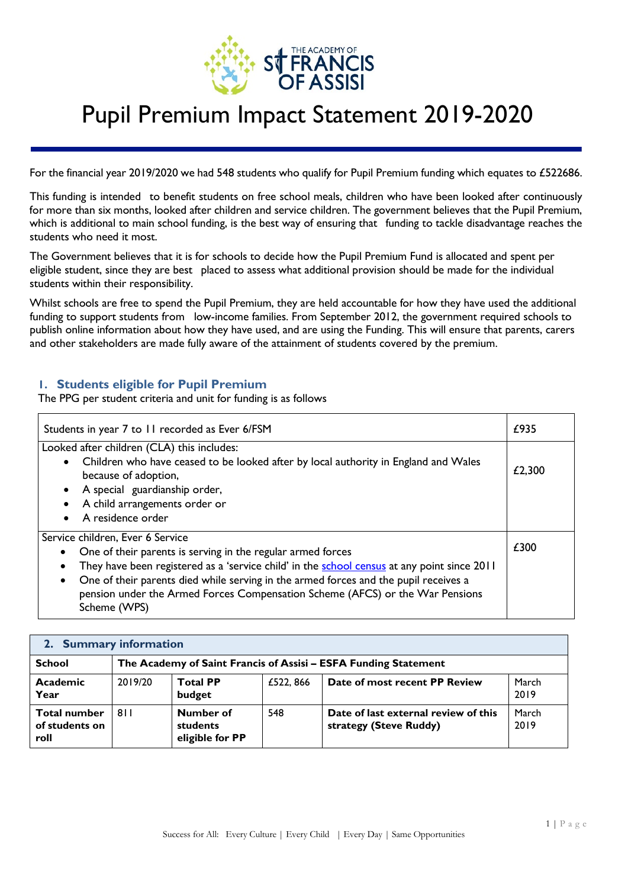# Pupil Premium Impact Statement 2019-2020

For the financial year 2019/2020 we had 548 students who qualify for Pupil Premium funding which equates to £522686.

This funding is intended to benefit students on free school meals, children who have been looked after continuously for more than six months, looked after children and service children. The government believes that the Pupil Premium, which is additional to main school funding, is the best way of ensuring that funding to tackle disadvantage reaches the students who need it most.

The Government believes that it is for schools to decide how the Pupil Premium Fund is allocated and spent per eligible student, since they are best placed to assess what additional provision should be made for the individual students within their responsibility.

Whilst schools are free to spend the Pupil Premium, they are held accountable for how they have used the additional funding to support students from low-income families. From September 2012, the government required schools to publish online information about how they have used, and are using the Funding. This will ensure that parents, carers and other stakeholders are made fully aware of the attainment of students covered by the premium.

## 1. Students eligible for Pupil Premium

The PPG per student criteria and unit for funding is as follows

| Criteria | Funding |
|---|---|
| Students in year 7 to 11 recorded as Ever 6/FSM | £935 |
| Looked after children (CLA) this includes:<br>• Children who have ceased to be looked after by local authority in England and Wales because of adoption,<br>• A special guardianship order,<br>• A child arrangements order or<br>• A residence order | £2,300 |
| Service children, Ever 6 Service<br>• One of their parents is serving in the regular armed forces<br>• They have been registered as a 'service child' in the school census at any point since 2011<br>• One of their parents died while serving in the armed forces and the pupil receives a pension under the Armed Forces Compensation Scheme (AFCS) or the War Pensions Scheme (WPS) | £300 |

## 2. Summary information

| **School** | **The Academy of Saint Francis of Assisi – ESFA Funding Statement** | | | | |
|---|---|---|---|---|---|
| **Academic Year** | 2019/20 | **Total PP budget** | £522, 866 | **Date of most recent PP Review** | March 2019 |
| **Total number of students on roll** | 811 | **Number of students eligible for PP** | 548 | **Date of last external review of this strategy (Steve Ruddy)** | March 2019 |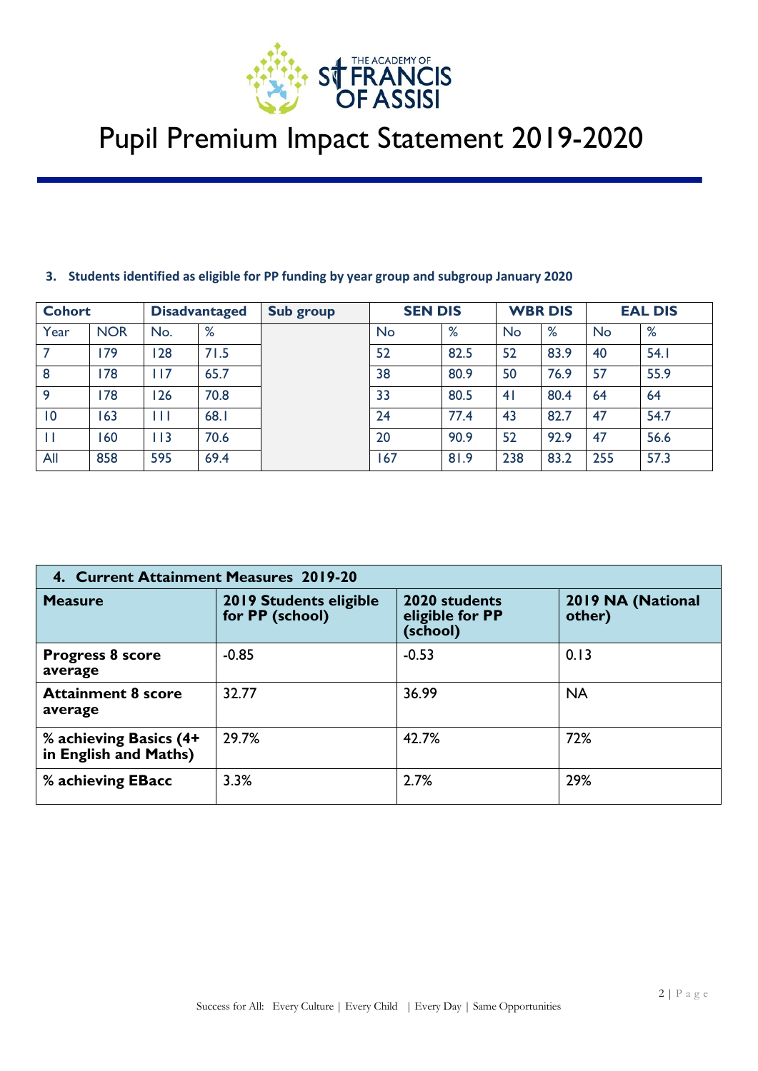# Pupil Premium Impact Statement 2019-2020

**3. Students identified as eligible for PP funding by year group and subgroup January 2020**

| Cohort | | Disadvantaged | | Sub group | SEN DIS | | WBR DIS | | EAL DIS | |
|---|---|---|---|---|---|---|---|---|---|---|
| Year | NOR | No. | % | | No | % | No | % | No | % |
| 7 | 179 | 128 | 71.5 | | 52 | 82.5 | 52 | 83.9 | 40 | 54.1 |
| 8 | 178 | 117 | 65.7 | | 38 | 80.9 | 50 | 76.9 | 57 | 55.9 |
| 9 | 178 | 126 | 70.8 | | 33 | 80.5 | 41 | 80.4 | 64 | 64 |
| 10 | 163 | 111 | 68.1 | | 24 | 77.4 | 43 | 82.7 | 47 | 54.7 |
| 11 | 160 | 113 | 70.6 | | 20 | 90.9 | 52 | 92.9 | 47 | 56.6 |
| All | 858 | 595 | 69.4 | | 167 | 81.9 | 238 | 83.2 | 255 | 57.3 |

| 4. Current Attainment Measures 2019-20 | | | |
|---|---|---|---|
| **Measure** | **2019 Students eligible for PP (school)** | **2020 students eligible for PP (school)** | **2019 NA (National other)** |
| **Progress 8 score average** | -0.85 | -0.53 | 0.13 |
| **Attainment 8 score average** | 32.77 | 36.99 | NA |
| **% achieving Basics (4+ in English and Maths)** | 29.7% | 42.7% | 72% |
| **% achieving EBacc** | 3.3% | 2.7% | 29% |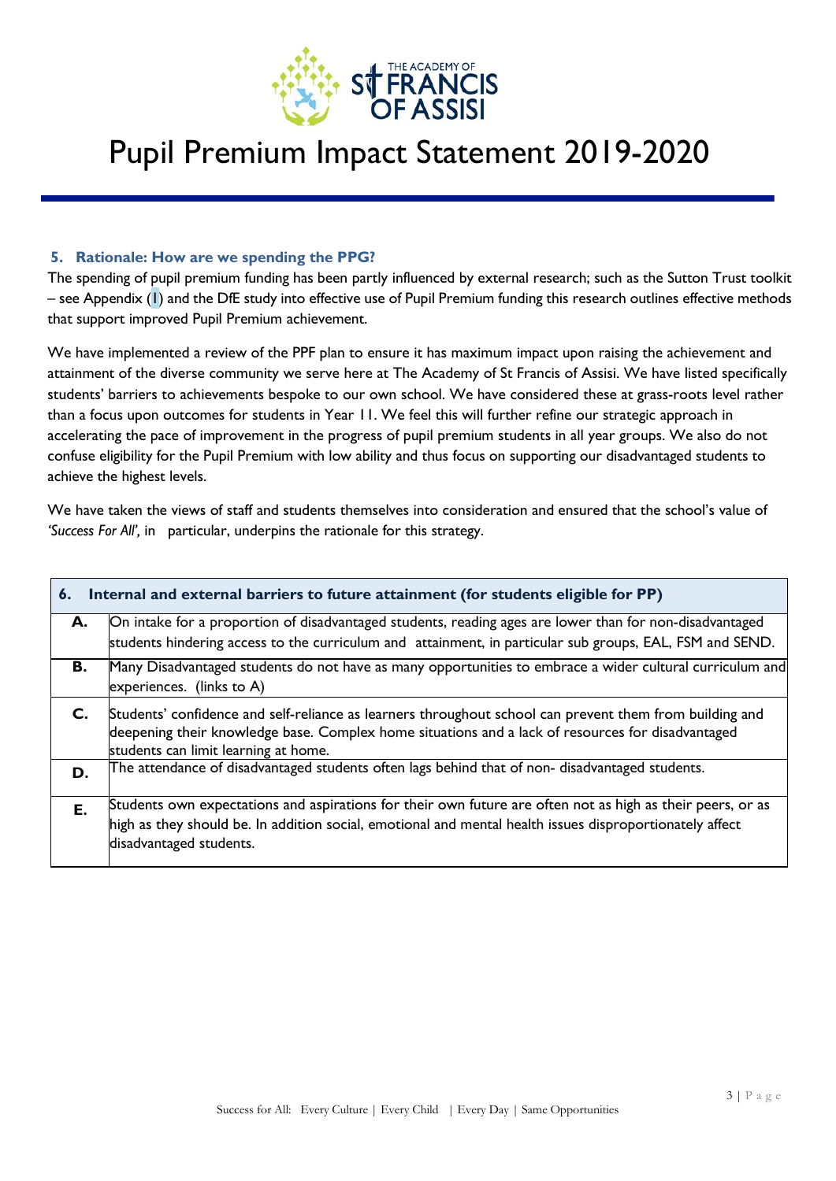# Pupil Premium Impact Statement 2019-2020

### 5. Rationale: How are we spending the PPG?

The spending of pupil premium funding has been partly influenced by external research; such as the Sutton Trust toolkit – see Appendix (I) and the DfE study into effective use of Pupil Premium funding this research outlines effective methods that support improved Pupil Premium achievement.

We have implemented a review of the PPF plan to ensure it has maximum impact upon raising the achievement and attainment of the diverse community we serve here at The Academy of St Francis of Assisi. We have listed specifically students' barriers to achievements bespoke to our own school. We have considered these at grass-roots level rather than a focus upon outcomes for students in Year 11. We feel this will further refine our strategic approach in accelerating the pace of improvement in the progress of pupil premium students in all year groups. We also do not confuse eligibility for the Pupil Premium with low ability and thus focus on supporting our disadvantaged students to achieve the highest levels.

We have taken the views of staff and students themselves into consideration and ensured that the school's value of *'Success For All',* in particular, underpins the rationale for this strategy.

| **6. Internal and external barriers to future attainment (for students eligible for PP)** | |
|---|---|
| **A.** | On intake for a proportion of disadvantaged students, reading ages are lower than for non-disadvantaged students hindering access to the curriculum and attainment, in particular sub groups, EAL, FSM and SEND. |
| **B.** | Many Disadvantaged students do not have as many opportunities to embrace a wider cultural curriculum and experiences. (links to A) |
| **C.** | Students' confidence and self-reliance as learners throughout school can prevent them from building and deepening their knowledge base. Complex home situations and a lack of resources for disadvantaged students can limit learning at home. |
| **D.** | The attendance of disadvantaged students often lags behind that of non- disadvantaged students. |
| **E.** | Students own expectations and aspirations for their own future are often not as high as their peers, or as high as they should be. In addition social, emotional and mental health issues disproportionately affect disadvantaged students. |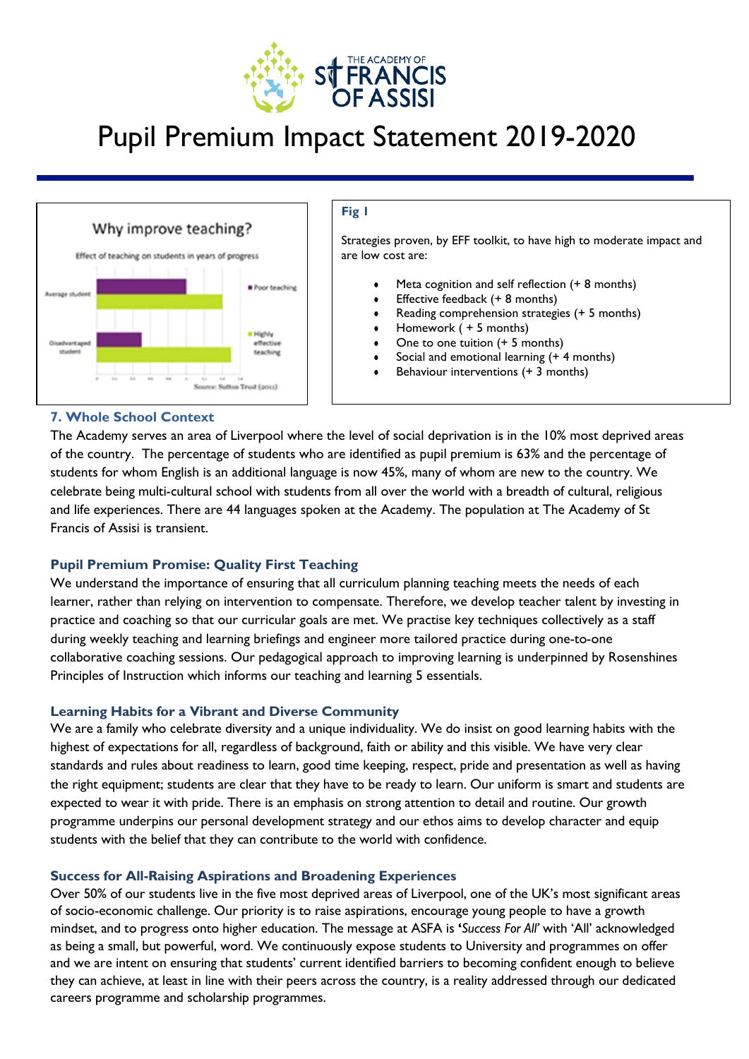# Pupil Premium Impact Statement 2019-2020

Why improve teaching?

Effect of teaching on students in years of progress

Average student

Disadvantaged student

Poor teaching

Highly effective teaching

Source: Sutton Trust (2011)

**Fig 1**

Strategies proven, by EFF toolkit, to have high to moderate impact and are low cost are:

- Meta cognition and self reflection (+ 8 months)
- Effective feedback (+ 8 months)
- Reading comprehension strategies (+ 5 months)
- Homework ( + 5 months)
- One to one tuition (+ 5 months)
- Social and emotional learning (+ 4 months)
- Behaviour interventions (+ 3 months)

### 7. Whole School Context

The Academy serves an area of Liverpool where the level of social deprivation is in the 10% most deprived areas of the country. The percentage of students who are identified as pupil premium is 63% and the percentage of students for whom English is an additional language is now 45%, many of whom are new to the country. We celebrate being multi-cultural school with students from all over the world with a breadth of cultural, religious and life experiences. There are 44 languages spoken at the Academy. The population at The Academy of St Francis of Assisi is transient.

### Pupil Premium Promise: Quality First Teaching

We understand the importance of ensuring that all curriculum planning teaching meets the needs of each learner, rather than relying on intervention to compensate. Therefore, we develop teacher talent by investing in practice and coaching so that our curricular goals are met. We practise key techniques collectively as a staff during weekly teaching and learning briefings and engineer more tailored practice during one-to-one collaborative coaching sessions. Our pedagogical approach to improving learning is underpinned by Rosenshines Principles of Instruction which informs our teaching and learning 5 essentials.

### Learning Habits for a Vibrant and Diverse Community

We are a family who celebrate diversity and a unique individuality. We do insist on good learning habits with the highest of expectations for all, regardless of background, faith or ability and this visible. We have very clear standards and rules about readiness to learn, good time keeping, respect, pride and presentation as well as having the right equipment; students are clear that they have to be ready to learn. Our uniform is smart and students are expected to wear it with pride. There is an emphasis on strong attention to detail and routine. Our growth programme underpins our personal development strategy and our ethos aims to develop character and equip students with the belief that they can contribute to the world with confidence.

### Success for All-Raising Aspirations and Broadening Experiences

Over 50% of our students live in the five most deprived areas of Liverpool, one of the UK's most significant areas of socio-economic challenge. Our priority is to raise aspirations, encourage young people to have a growth mindset, and to progress onto higher education. The message at ASFA is **'***Success For All*' with 'All' acknowledged as being a small, but powerful, word. We continuously expose students to University and programmes on offer and we are intent on ensuring that students' current identified barriers to becoming confident enough to believe they can achieve, at least in line with their peers across the country, is a reality addressed through our dedicated careers programme and scholarship programmes.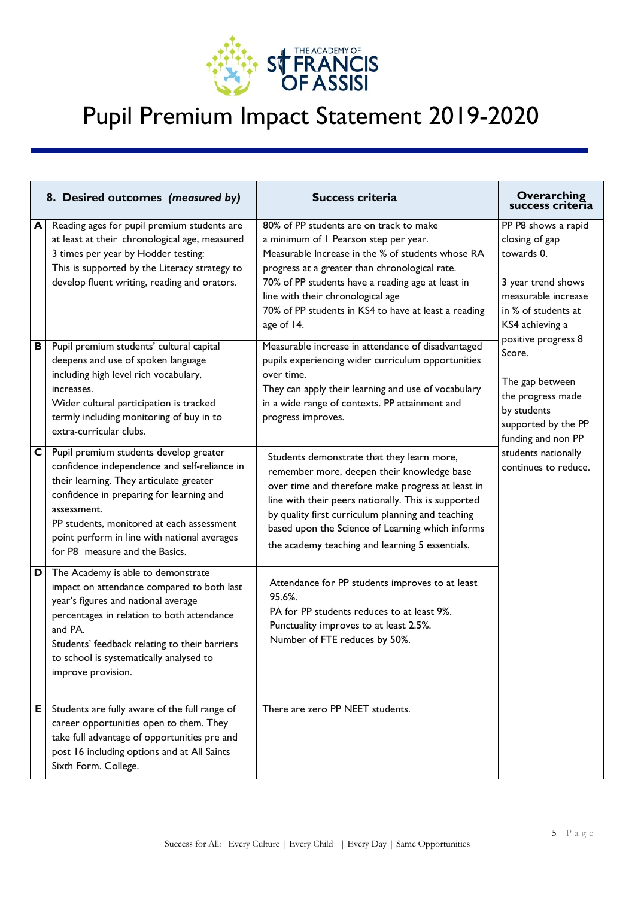# Pupil Premium Impact Statement 2019-2020

| | 8. Desired outcomes *(measured by)* | Success criteria | Overarching success criteria |
|---|---|---|---|
| A | Reading ages for pupil premium students are at least at their chronological age, measured 3 times per year by Hodder testing: This is supported by the Literacy strategy to develop fluent writing, reading and orators. | 80% of PP students are on track to make a minimum of 1 Pearson step per year. Measurable Increase in the % of students whose RA progress at a greater than chronological rate. 70% of PP students have a reading age at least in line with their chronological age 70% of PP students in KS4 to have at least a reading age of 14. | PP P8 shows a rapid closing of gap towards 0. 3 year trend shows measurable increase in % of students at KS4 achieving a positive progress 8 Score. The gap between the progress made by students supported by the PP funding and non PP students nationally continues to reduce. |
| B | Pupil premium students' cultural capital deepens and use of spoken language including high level rich vocabulary, increases. Wider cultural participation is tracked termly including monitoring of buy in to extra-curricular clubs. | Measurable increase in attendance of disadvantaged pupils experiencing wider curriculum opportunities over time. They can apply their learning and use of vocabulary in a wide range of contexts. PP attainment and progress improves. | |
| C | Pupil premium students develop greater confidence independence and self-reliance in their learning. They articulate greater confidence in preparing for learning and assessment. PP students, monitored at each assessment point perform in line with national averages for P8 measure and the Basics. | Students demonstrate that they learn more, remember more, deepen their knowledge base over time and therefore make progress at least in line with their peers nationally. This is supported by quality first curriculum planning and teaching based upon the Science of Learning which informs the academy teaching and learning 5 essentials. | |
| D | The Academy is able to demonstrate impact on attendance compared to both last year's figures and national average percentages in relation to both attendance and PA. Students' feedback relating to their barriers to school is systematically analysed to improve provision. | Attendance for PP students improves to at least 95.6%. PA for PP students reduces to at least 9%. Punctuality improves to at least 2.5%. Number of FTE reduces by 50%. | |
| E | Students are fully aware of the full range of career opportunities open to them. They take full advantage of opportunities pre and post 16 including options and at All Saints Sixth Form. College. | There are zero PP NEET students. | |

Success for All: Every Culture | Every Child | Every Day | Same Opportunities